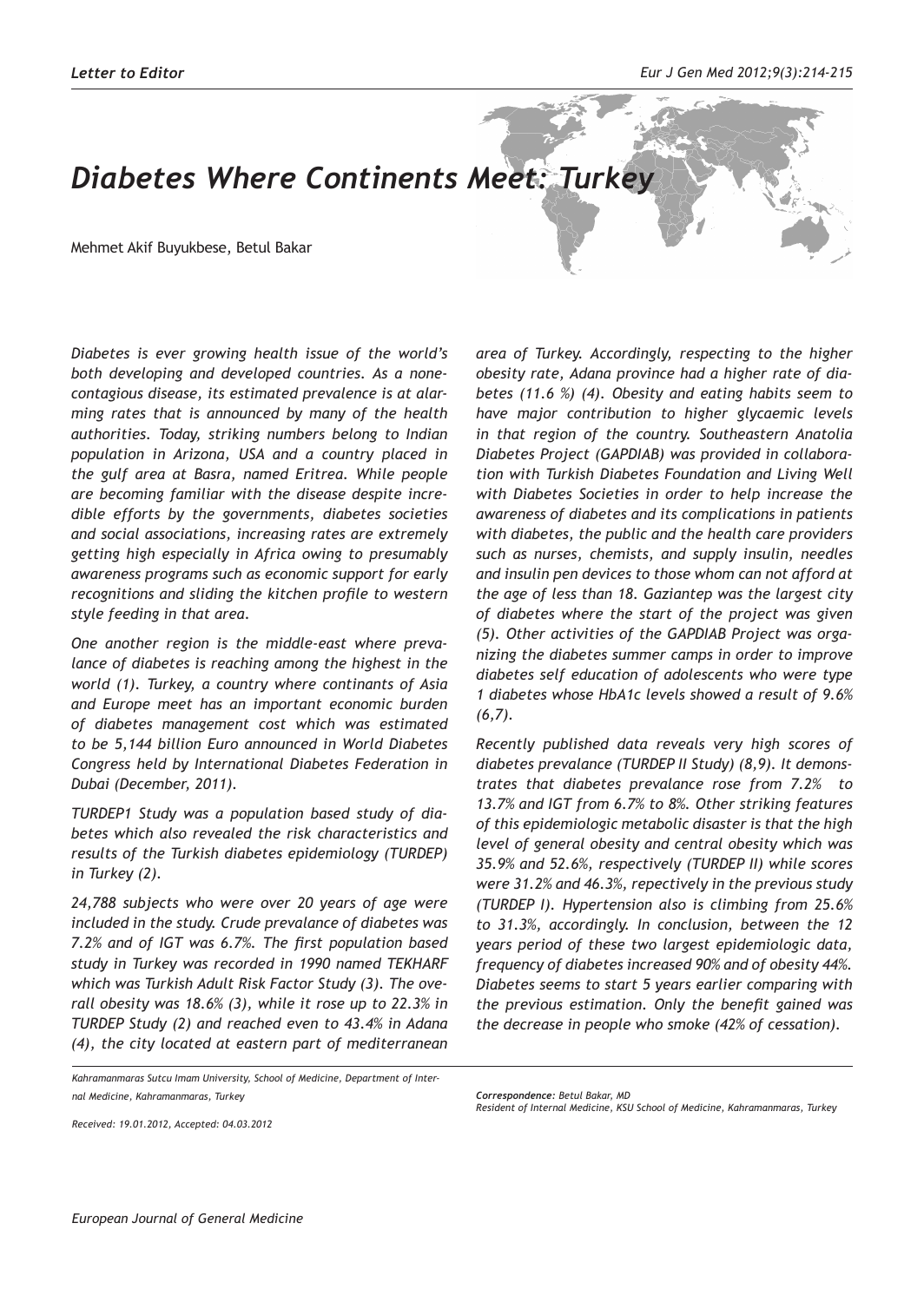*Letter to Editor*

# *Diabetes Where Continents Meet: Turkey*

Mehmet Akif Buyukbese, Betul Bakar

*Diabetes is ever growing health issue of the world's both developing and developed countries. As a none-contagious disease, its estimated prevalence is at alarming rates that is announced by many of the health authorities. Today, striking numbers belong to Indian population in Arizona, USA and a country placed in the gulf area at Basra, named Eritrea. While people are becoming familiar with the disease despite incredible efforts by the governments, diabetes societies and social associations, increasing rates are extremely getting high especially in Africa owing to presumably awareness programs such as economic support for early recognitions and sliding the kitchen profile to western style feeding in that area.*

*One another region is the middle-east where prevalance of diabetes is reaching among the highest in the world (1). Turkey, a country where continants of Asia and Europe meet has an important economic burden of diabetes management cost which was estimated to be 5,144 billion Euro announced in World Diabetes Congress held by International Diabetes Federation in Dubai (December, 2011).*

*TURDEP1 Study was a population based study of diabetes which also revealed the risk characteristics and results of the Turkish diabetes epidemiology (TURDEP) in Turkey (2).*

*24,788 subjects who were over 20 years of age were included in the study. Crude prevalance of diabetes was 7.2% and of IGT was 6.7%. The first population based study in Turkey was recorded in 1990 named TEKHARF which was Turkish Adult Risk Factor Study (3). The overall obesity was 18.6% (3), while it rose up to 22.3% in TURDEP Study (2) and reached even to 43.4% in Adana (4), the city located at eastern part of mediterranean area of Turkey. Accordingly, respecting to the higher obesity rate, Adana province had a higher rate of diabetes (11.6 %) (4). Obesity and eating habits seem to have major contribution to higher glycaemic levels in that region of the country. Southeastern Anatolia Diabetes Project (GAPDIAB) was provided in collaboration with Turkish Diabetes Foundation and Living Well with Diabetes Societies in order to help increase the awareness of diabetes and its complications in patients with diabetes, the public and the health care providers such as nurses, chemists, and supply insulin, needles and insulin pen devices to those whom can not afford at the age of less than 18. Gaziantep was the largest city of diabetes where the start of the project was given (5). Other activities of the GAPDIAB Project was organizing the diabetes summer camps in order to improve diabetes self education of adolescents who were type 1 diabetes whose HbA1c levels showed a result of 9.6% (6,7).*

*Recently published data reveals very high scores of diabetes prevalance (TURDEP II Study) (8,9). It demonstrates that diabetes prevalance rose from 7.2% to 13.7% and IGT from 6.7% to 8%. Other striking features of this epidemiologic metabolic disaster is that the high level of general obesity and central obesity which was 35.9% and 52.6%, respectively (TURDEP II) while scores were 31.2% and 46.3%, repectively in the previous study (TURDEP I). Hypertension also is climbing from 25.6% to 31.3%, accordingly. In conclusion, between the 12 years period of these two largest epidemiologic data, frequency of diabetes increased 90% and of obesity 44%. Diabetes seems to start 5 years earlier comparing with the previous estimation. Only the benefit gained was the decrease in people who smoke (42% of cessation).*

*Kahramanmaras Sutcu Imam University, School of Medicine, Department of Internal Medicine, Kahramanmaras, Turkey*

*Received: 19.01.2012, Accepted: 04.03.2012*

*Correspondence: Betul Bakar, MD*
*Resident of Internal Medicine, KSU School of Medicine, Kahramanmaras, Turkey*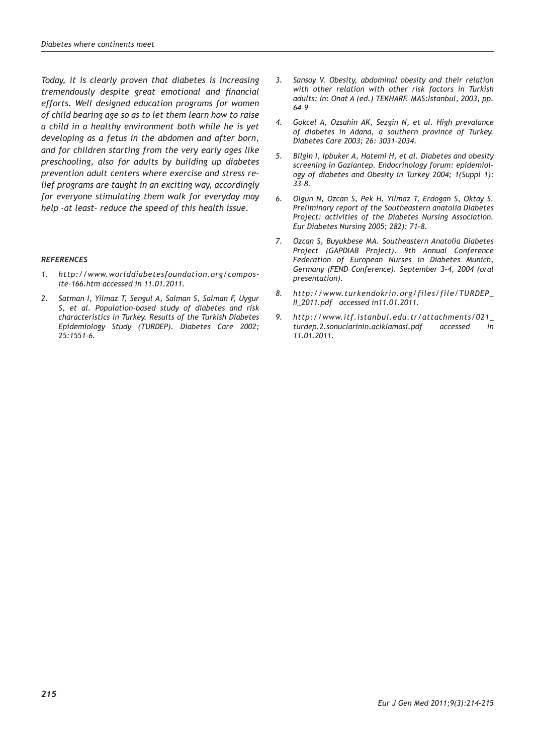*Today, it is clearly proven that diabetes is increasing tremendously despite great emotional and financial efforts. Well designed education programs for women of child bearing age so as to let them learn how to raise a child in a healthy environment both while he is yet developing as a fetus in the abdomen and after born, and for children starting from the very early ages like preschooling, also for adults by building up diabetes prevention adult centers where exercise and stress relief programs are taught in an exciting way, accordingly for everyone stimulating them walk for everyday may help -at least- reduce the speed of this health issue.*

### *REFERENCES*

1. *http://www.worlddiabetesfoundation.org/composite-166.htm accessed in 11.01.2011.*
2. *Satman I, Yilmaz T, Sengul A, Salman S, Salman F, Uygur S, et al. Population-based study of diabetes and risk characteristics in Turkey. Results of the Turkish Diabetes Epidemiology Study (TURDEP). Diabetes Care 2002; 25:1551-6.*
3. *Sansoy V. Obesity, abdominal obesity and their relation with other relation with other risk factors in Turkish adults: In: Onat A (ed.) TEKHARF. MAS:İstanbul, 2003, pp. 64-9*
4. *Gokcel A, Ozsahin AK, Sezgin N, et al. High prevalance of diabetes in Adana, a southern province of Turkey. Diabetes Care 2003; 26: 3031-2034.*
5. *Bilgin I, Ipbuker A, Hatemi H, et al. Diabetes and obesity screening in Gaziantep. Endocrinology forum: epidemiology of diabetes and Obesity in Turkey 2004; 1(Suppl 1): 33-8.*
6. *Olgun N, Ozcan S, Pek H, Yilmaz T, Erdogan S, Oktay S. Preliminary report of the Southeastern anatolia Diabetes Project: activities of the Diabetes Nursing Association. Eur Diabetes Nursing 2005; 282): 71-8.*
7. *Ozcan S, Buyukbese MA. Southeastern Anatolia Diabetes Project (GAPDIAB Project). 9th Annual Conference Federation of European Nurses in Diabetes Munich, Germany (FEND Conference). September 3-4, 2004 (oral presentation).*
8. *http://www.turkendokrin.org/files/file/TURDEP_II_2011.pdf accessed in11.01.2011.*
9. *http://www.itf.istanbul.edu.tr/attachments/021_turdep.2.sonuclarinin.aciklamasi.pdf accessed in 11.01.2011.*